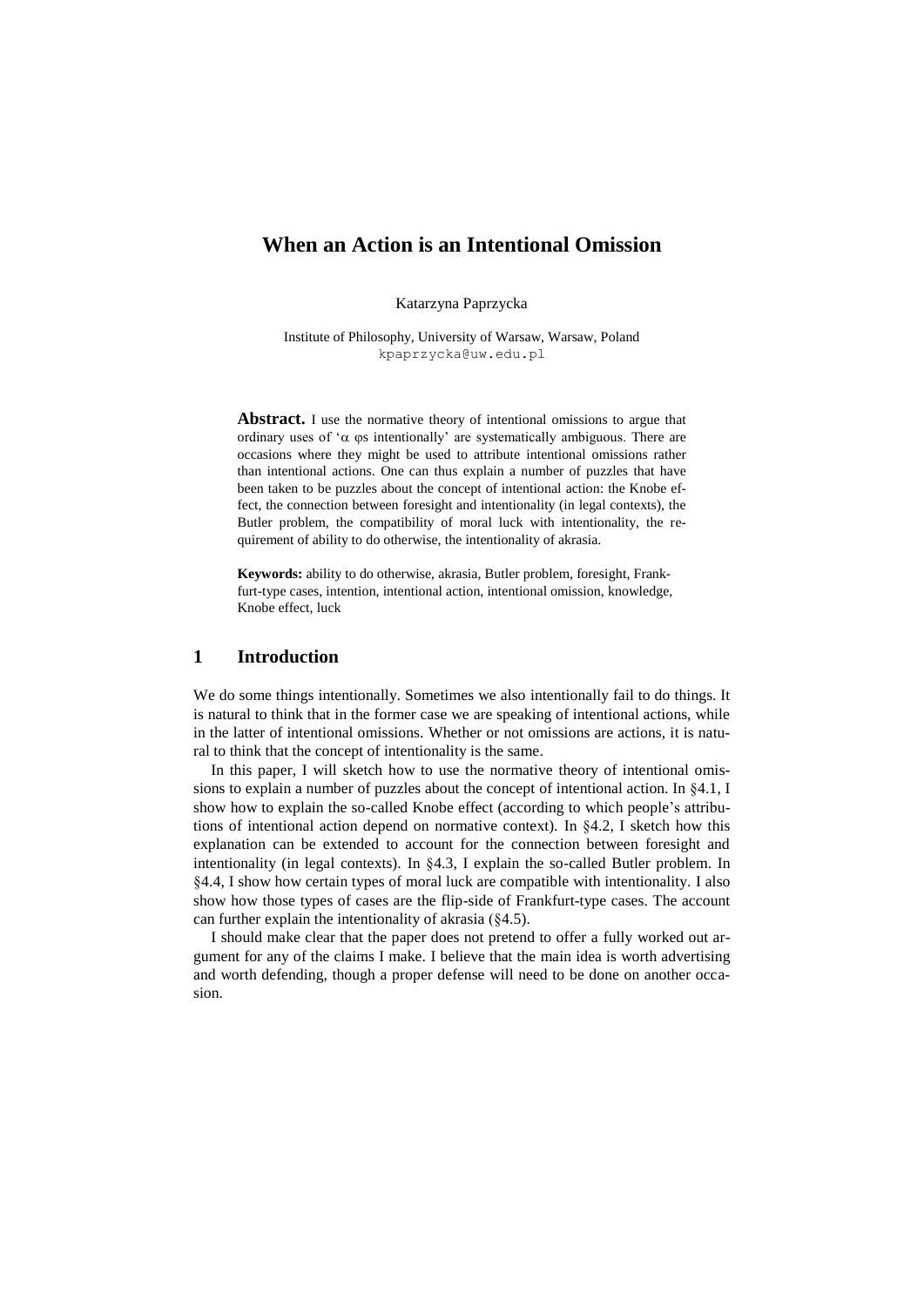# When an Action is an Intentional Omission

Katarzyna Paprzycka

Institute of Philosophy, University of Warsaw, Warsaw, Poland
kpaprzycka@uw.edu.pl

**Abstract.** I use the normative theory of intentional omissions to argue that ordinary uses of '$\alpha$ $\varphi$s intentionally' are systematically ambiguous. There are occasions where they might be used to attribute intentional omissions rather than intentional actions. One can thus explain a number of puzzles that have been taken to be puzzles about the concept of intentional action: the Knobe effect, the connection between foresight and intentionality (in legal contexts), the Butler problem, the compatibility of moral luck with intentionality, the requirement of ability to do otherwise, the intentionality of akrasia.

**Keywords:** ability to do otherwise, akrasia, Butler problem, foresight, Frankfurt-type cases, intention, intentional action, intentional omission, knowledge, Knobe effect, luck

## 1 Introduction

We do some things intentionally. Sometimes we also intentionally fail to do things. It is natural to think that in the former case we are speaking of intentional actions, while in the latter of intentional omissions. Whether or not omissions are actions, it is natural to think that the concept of intentionality is the same.

In this paper, I will sketch how to use the normative theory of intentional omissions to explain a number of puzzles about the concept of intentional action. In §4.1, I show how to explain the so-called Knobe effect (according to which people's attributions of intentional action depend on normative context). In §4.2, I sketch how this explanation can be extended to account for the connection between foresight and intentionality (in legal contexts). In §4.3, I explain the so-called Butler problem. In §4.4, I show how certain types of moral luck are compatible with intentionality. I also show how those types of cases are the flip-side of Frankfurt-type cases. The account can further explain the intentionality of akrasia (§4.5).

I should make clear that the paper does not pretend to offer a fully worked out argument for any of the claims I make. I believe that the main idea is worth advertising and worth defending, though a proper defense will need to be done on another occasion.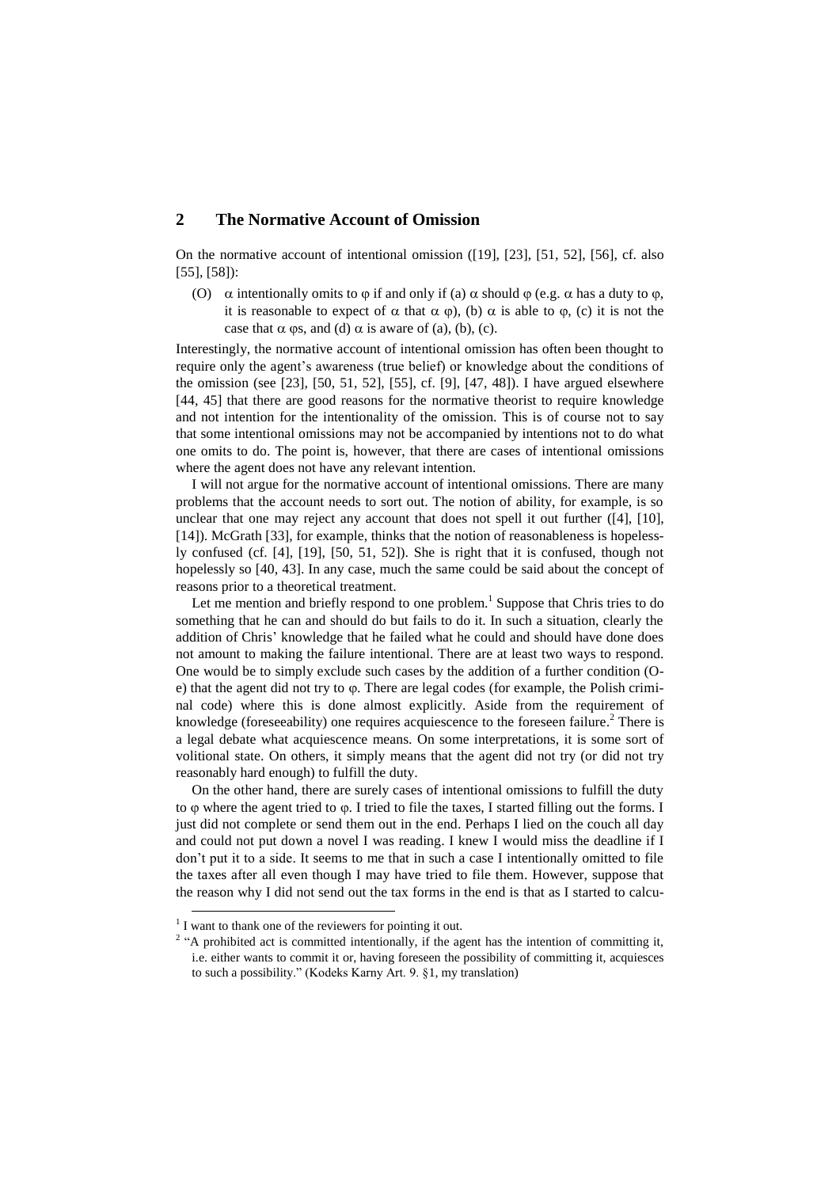## 2 The Normative Account of Omission

On the normative account of intentional omission ([19], [23], [51, 52], [56], cf. also [55], [58]):

(O) $\alpha$ intentionally omits to $\varphi$ if and only if (a) $\alpha$ should $\varphi$ (e.g. $\alpha$ has a duty to $\varphi$, it is reasonable to expect of $\alpha$ that $\alpha$ $\varphi$), (b) $\alpha$ is able to $\varphi$, (c) it is not the case that $\alpha$ $\varphi$s, and (d) $\alpha$ is aware of (a), (b), (c).

Interestingly, the normative account of intentional omission has often been thought to require only the agent's awareness (true belief) or knowledge about the conditions of the omission (see [23], [50, 51, 52], [55], cf. [9], [47, 48]). I have argued elsewhere [44, 45] that there are good reasons for the normative theorist to require knowledge and not intention for the intentionality of the omission. This is of course not to say that some intentional omissions may not be accompanied by intentions not to do what one omits to do. The point is, however, that there are cases of intentional omissions where the agent does not have any relevant intention.

I will not argue for the normative account of intentional omissions. There are many problems that the account needs to sort out. The notion of ability, for example, is so unclear that one may reject any account that does not spell it out further ([4], [10], [14]). McGrath [33], for example, thinks that the notion of reasonableness is hopelessly confused (cf. [4], [19], [50, 51, 52]). She is right that it is confused, though not hopelessly so [40, 43]. In any case, much the same could be said about the concept of reasons prior to a theoretical treatment.

Let me mention and briefly respond to one problem.[1] Suppose that Chris tries to do something that he can and should do but fails to do it. In such a situation, clearly the addition of Chris' knowledge that he failed what he could and should have done does not amount to making the failure intentional. There are at least two ways to respond. One would be to simply exclude such cases by the addition of a further condition (O-e) that the agent did not try to $\varphi$. There are legal codes (for example, the Polish criminal code) where this is done almost explicitly. Aside from the requirement of knowledge (foreseeability) one requires acquiescence to the foreseen failure.[2] There is a legal debate what acquiescence means. On some interpretations, it is some sort of volitional state. On others, it simply means that the agent did not try (or did not try reasonably hard enough) to fulfill the duty.

On the other hand, there are surely cases of intentional omissions to fulfill the duty to $\varphi$ where the agent tried to $\varphi$. I tried to file the taxes, I started filling out the forms. I just did not complete or send them out in the end. Perhaps I lied on the couch all day and could not put down a novel I was reading. I knew I would miss the deadline if I don't put it to a side. It seems to me that in such a case I intentionally omitted to file the taxes after all even though I may have tried to file them. However, suppose that the reason why I did not send out the tax forms in the end is that as I started to calcu-

[1] I want to thank one of the reviewers for pointing it out.

[2] "A prohibited act is committed intentionally, if the agent has the intention of committing it, i.e. either wants to commit it or, having foreseen the possibility of committing it, acquiesces to such a possibility." (Kodeks Karny Art. 9. §1, my translation)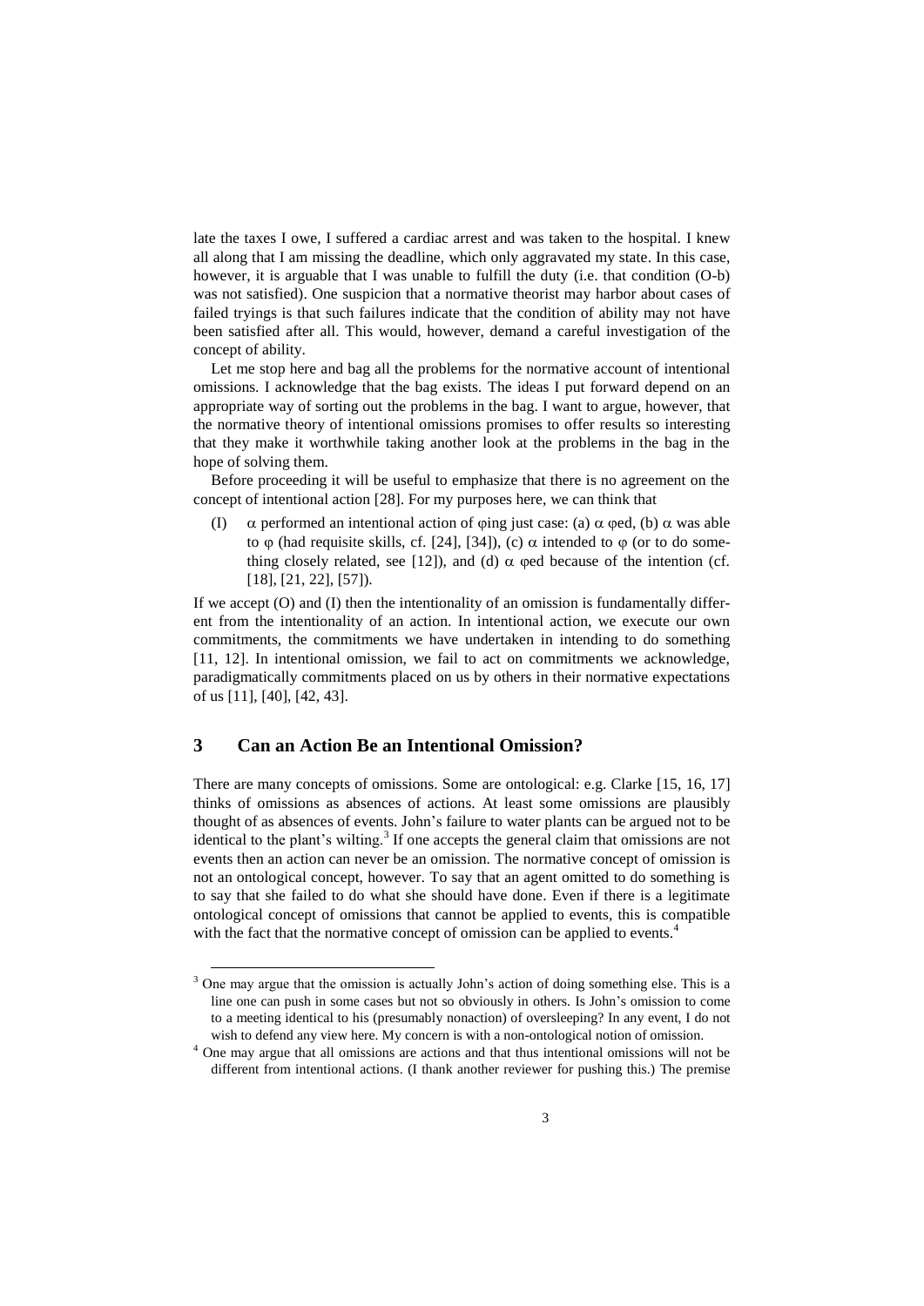late the taxes I owe, I suffered a cardiac arrest and was taken to the hospital. I knew all along that I am missing the deadline, which only aggravated my state. In this case, however, it is arguable that I was unable to fulfill the duty (i.e. that condition (O-b) was not satisfied). One suspicion that a normative theorist may harbor about cases of failed tryings is that such failures indicate that the condition of ability may not have been satisfied after all. This would, however, demand a careful investigation of the concept of ability.

Let me stop here and bag all the problems for the normative account of intentional omissions. I acknowledge that the bag exists. The ideas I put forward depend on an appropriate way of sorting out the problems in the bag. I want to argue, however, that the normative theory of intentional omissions promises to offer results so interesting that they make it worthwhile taking another look at the problems in the bag in the hope of solving them.

Before proceeding it will be useful to emphasize that there is no agreement on the concept of intentional action [28]. For my purposes here, we can think that

(I) $\alpha$ performed an intentional action of $\varphi$ing just case: (a) $\alpha$ $\varphi$ed, (b) $\alpha$ was able to $\varphi$ (had requisite skills, cf. [24], [34]), (c) $\alpha$ intended to $\varphi$ (or to do something closely related, see [12]), and (d) $\alpha$ $\varphi$ed because of the intention (cf. [18], [21, 22], [57]).

If we accept (O) and (I) then the intentionality of an omission is fundamentally different from the intentionality of an action. In intentional action, we execute our own commitments, the commitments we have undertaken in intending to do something [11, 12]. In intentional omission, we fail to act on commitments we acknowledge, paradigmatically commitments placed on us by others in their normative expectations of us [11], [40], [42, 43].

## 3 Can an Action Be an Intentional Omission?

There are many concepts of omissions. Some are ontological: e.g. Clarke [15, 16, 17] thinks of omissions as absences of actions. At least some omissions are plausibly thought of as absences of events. John's failure to water plants can be argued not to be identical to the plant's wilting.[3] If one accepts the general claim that omissions are not events then an action can never be an omission. The normative concept of omission is not an ontological concept, however. To say that an agent omitted to do something is to say that she failed to do what she should have done. Even if there is a legitimate ontological concept of omissions that cannot be applied to events, this is compatible with the fact that the normative concept of omission can be applied to events.[4]

[3] One may argue that the omission is actually John's action of doing something else. This is a line one can push in some cases but not so obviously in others. Is John's omission to come to a meeting identical to his (presumably nonaction) of oversleeping? In any event, I do not wish to defend any view here. My concern is with a non-ontological notion of omission.

[4] One may argue that all omissions are actions and that thus intentional omissions will not be different from intentional actions. (I thank another reviewer for pushing this.) The premise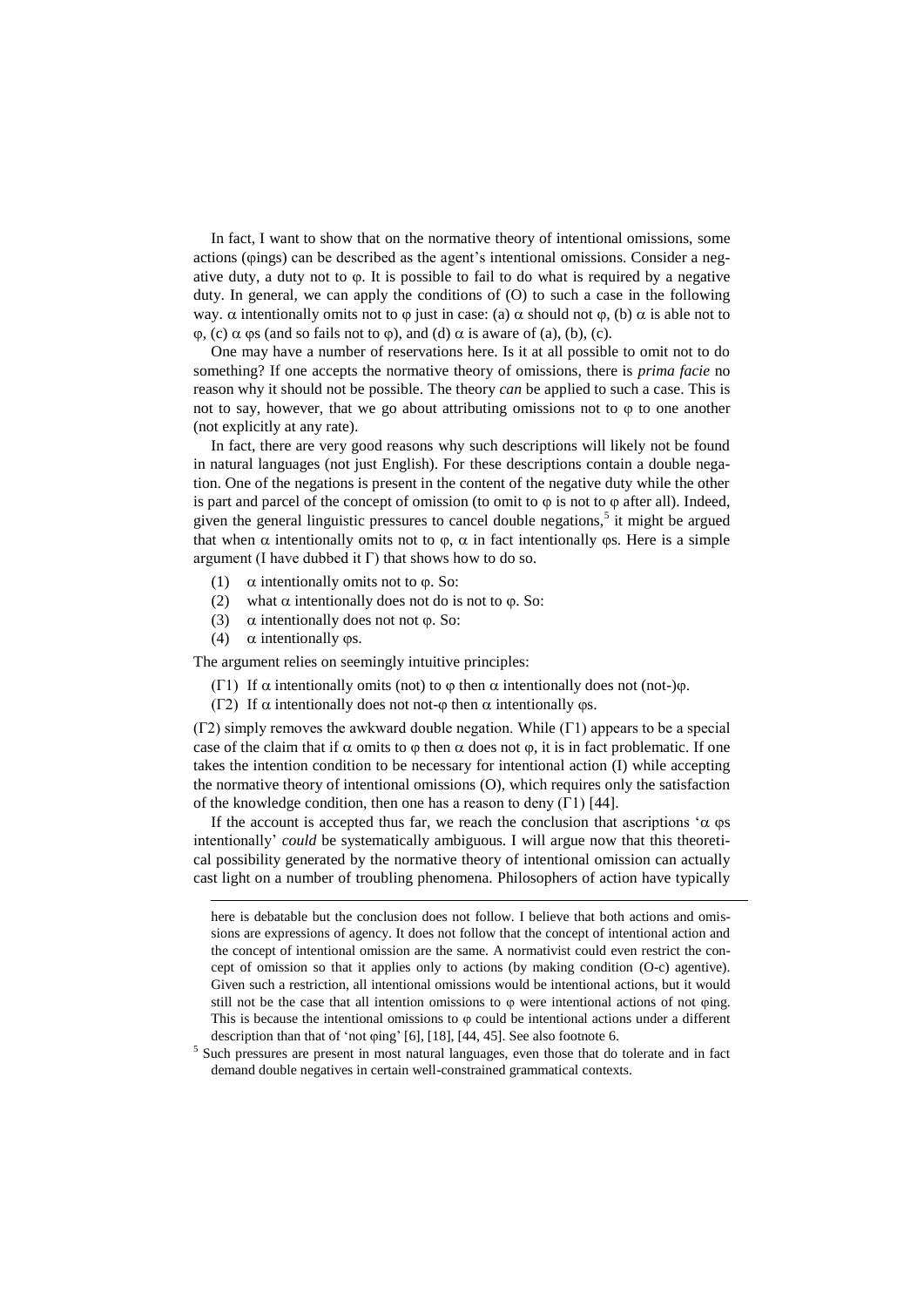In fact, I want to show that on the normative theory of intentional omissions, some actions ($\varphi$ings) can be described as the agent's intentional omissions. Consider a negative duty, a duty not to $\varphi$. It is possible to fail to do what is required by a negative duty. In general, we can apply the conditions of (O) to such a case in the following way. $\alpha$ intentionally omits not to $\varphi$ just in case: (a) $\alpha$ should not $\varphi$, (b) $\alpha$ is able not to $\varphi$, (c) $\alpha$ $\varphi$s (and so fails not to $\varphi$), and (d) $\alpha$ is aware of (a), (b), (c).

One may have a number of reservations here. Is it at all possible to omit not to do something? If one accepts the normative theory of omissions, there is *prima facie* no reason why it should not be possible. The theory *can* be applied to such a case. This is not to say, however, that we go about attributing omissions not to $\varphi$ to one another (not explicitly at any rate).

In fact, there are very good reasons why such descriptions will likely not be found in natural languages (not just English). For these descriptions contain a double negation. One of the negations is present in the content of the negative duty while the other is part and parcel of the concept of omission (to omit to $\varphi$ is not to $\varphi$ after all). Indeed, given the general linguistic pressures to cancel double negations,[5] it might be argued that when $\alpha$ intentionally omits not to $\varphi$, $\alpha$ in fact intentionally $\varphi$s. Here is a simple argument (I have dubbed it $\Gamma$) that shows how to do so.

(1) $\alpha$ intentionally omits not to $\varphi$. So:
(2) what $\alpha$ intentionally does not do is not to $\varphi$. So:
(3) $\alpha$ intentionally does not not $\varphi$. So:
(4) $\alpha$ intentionally $\varphi$s.

The argument relies on seemingly intuitive principles:

($\Gamma$1) If $\alpha$ intentionally omits (not) to $\varphi$ then $\alpha$ intentionally does not (not-)$\varphi$.
($\Gamma$2) If $\alpha$ intentionally does not not-$\varphi$ then $\alpha$ intentionally $\varphi$s.

($\Gamma$2) simply removes the awkward double negation. While ($\Gamma$1) appears to be a special case of the claim that if $\alpha$ omits to $\varphi$ then $\alpha$ does not $\varphi$, it is in fact problematic. If one takes the intention condition to be necessary for intentional action (I) while accepting the normative theory of intentional omissions (O), which requires only the satisfaction of the knowledge condition, then one has a reason to deny ($\Gamma$1) [44].

If the account is accepted thus far, we reach the conclusion that ascriptions '$\alpha$ $\varphi$s intentionally' *could* be systematically ambiguous. I will argue now that this theoretical possibility generated by the normative theory of intentional omission can actually cast light on a number of troubling phenomena. Philosophers of action have typically

---

here is debatable but the conclusion does not follow. I believe that both actions and omissions are expressions of agency. It does not follow that the concept of intentional action and the concept of intentional omission are the same. A normativist could even restrict the concept of omission so that it applies only to actions (by making condition (O-c) agentive). Given such a restriction, all intentional omissions would be intentional actions, but it would still not be the case that all intention omissions to $\varphi$ were intentional actions of not $\varphi$ing. This is because the intentional omissions to $\varphi$ could be intentional actions under a different description than that of 'not $\varphi$ing' [6], [18], [44, 45]. See also footnote 6.

[5] Such pressures are present in most natural languages, even those that do tolerate and in fact demand double negatives in certain well-constrained grammatical contexts.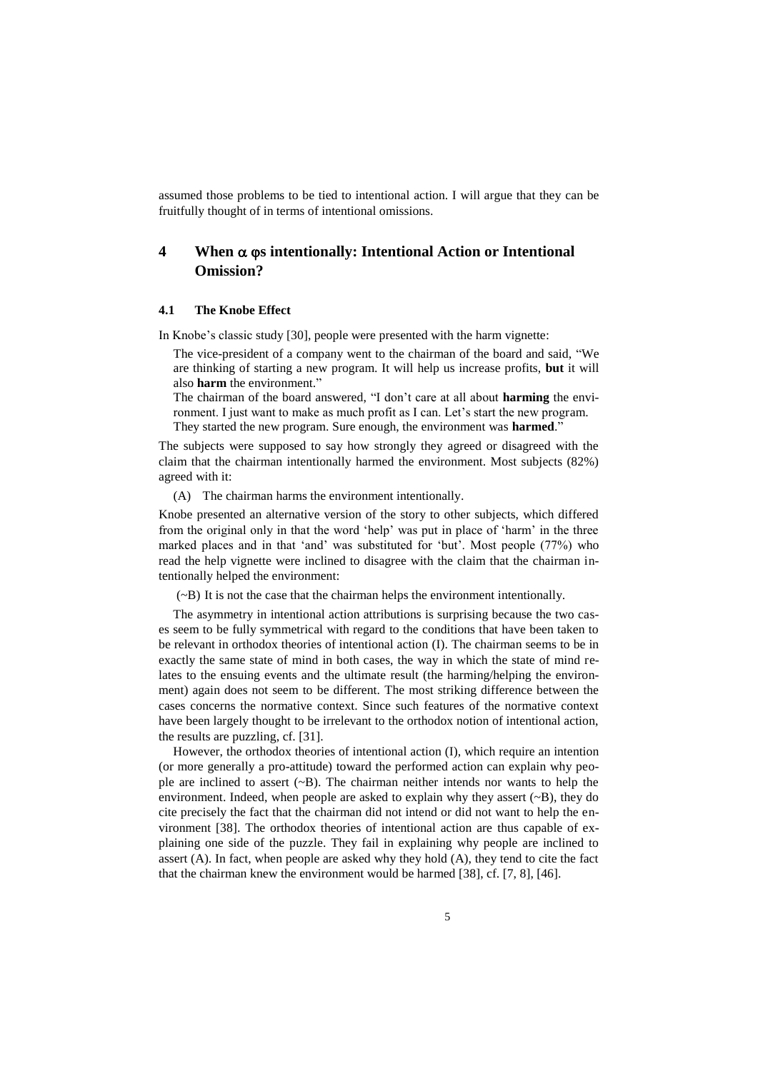assumed those problems to be tied to intentional action. I will argue that they can be fruitfully thought of in terms of intentional omissions.

## 4 When $\alpha$ $\varphi$s intentionally: Intentional Action or Intentional Omission?

### 4.1 The Knobe Effect

In Knobe's classic study [30], people were presented with the harm vignette:

> The vice-president of a company went to the chairman of the board and said, "We are thinking of starting a new program. It will help us increase profits, **but** it will also **harm** the environment."
>
> The chairman of the board answered, "I don't care at all about **harming** the environment. I just want to make as much profit as I can. Let's start the new program.
>
> They started the new program. Sure enough, the environment was **harmed**."

The subjects were supposed to say how strongly they agreed or disagreed with the claim that the chairman intentionally harmed the environment. Most subjects (82%) agreed with it:

(A) The chairman harms the environment intentionally.

Knobe presented an alternative version of the story to other subjects, which differed from the original only in that the word 'help' was put in place of 'harm' in the three marked places and in that 'and' was substituted for 'but'. Most people (77%) who read the help vignette were inclined to disagree with the claim that the chairman intentionally helped the environment:

(~B) It is not the case that the chairman helps the environment intentionally.

The asymmetry in intentional action attributions is surprising because the two cases seem to be fully symmetrical with regard to the conditions that have been taken to be relevant in orthodox theories of intentional action (I). The chairman seems to be in exactly the same state of mind in both cases, the way in which the state of mind relates to the ensuing events and the ultimate result (the harming/helping the environment) again does not seem to be different. The most striking difference between the cases concerns the normative context. Since such features of the normative context have been largely thought to be irrelevant to the orthodox notion of intentional action, the results are puzzling, cf. [31].

However, the orthodox theories of intentional action (I), which require an intention (or more generally a pro-attitude) toward the performed action can explain why people are inclined to assert (~B). The chairman neither intends nor wants to help the environment. Indeed, when people are asked to explain why they assert (~B), they do cite precisely the fact that the chairman did not intend or did not want to help the environment [38]. The orthodox theories of intentional action are thus capable of explaining one side of the puzzle. They fail in explaining why people are inclined to assert (A). In fact, when people are asked why they hold (A), they tend to cite the fact that the chairman knew the environment would be harmed [38], cf. [7, 8], [46].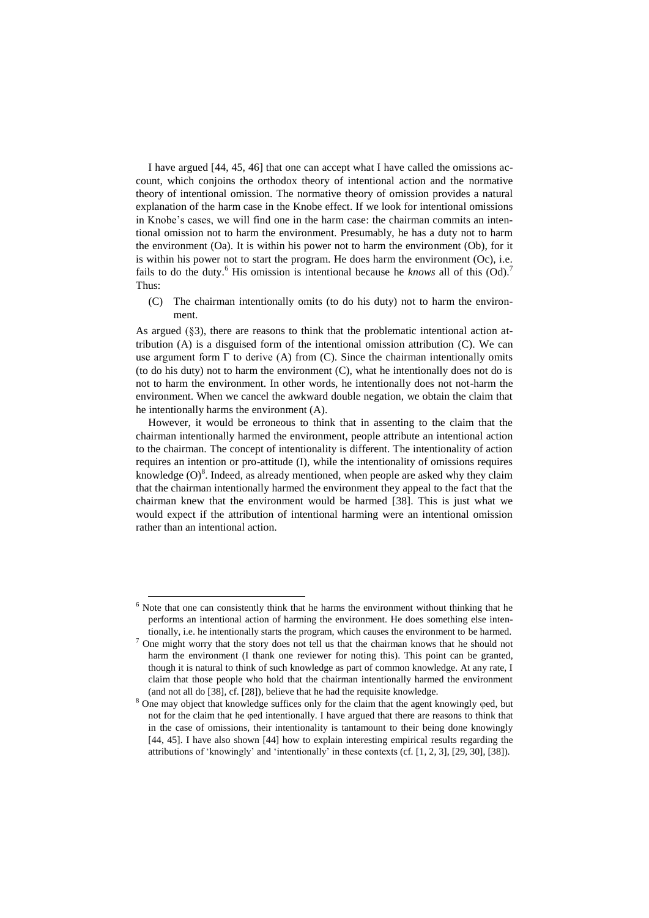I have argued [44, 45, 46] that one can accept what I have called the omissions account, which conjoins the orthodox theory of intentional action and the normative theory of intentional omission. The normative theory of omission provides a natural explanation of the harm case in the Knobe effect. If we look for intentional omissions in Knobe's cases, we will find one in the harm case: the chairman commits an intentional omission not to harm the environment. Presumably, he has a duty not to harm the environment (Oa). It is within his power not to harm the environment (Ob), for it is within his power not to start the program. He does harm the environment (Oc), i.e. fails to do the duty.[6] His omission is intentional because he *knows* all of this (Od).[7] Thus:

(C) The chairman intentionally omits (to do his duty) not to harm the environment.

As argued (§3), there are reasons to think that the problematic intentional action attribution (A) is a disguised form of the intentional omission attribution (C). We can use argument form Γ to derive (A) from (C). Since the chairman intentionally omits (to do his duty) not to harm the environment (C), what he intentionally does not do is not to harm the environment. In other words, he intentionally does not not-harm the environment. When we cancel the awkward double negation, we obtain the claim that he intentionally harms the environment (A).

However, it would be erroneous to think that in assenting to the claim that the chairman intentionally harmed the environment, people attribute an intentional action to the chairman. The concept of intentionality is different. The intentionality of action requires an intention or pro-attitude (I), while the intentionality of omissions requires knowledge (O)[8]. Indeed, as already mentioned, when people are asked why they claim that the chairman intentionally harmed the environment they appeal to the fact that the chairman knew that the environment would be harmed [38]. This is just what we would expect if the attribution of intentional harming were an intentional omission rather than an intentional action.

---

[6] Note that one can consistently think that he harms the environment without thinking that he performs an intentional action of harming the environment. He does something else intentionally, i.e. he intentionally starts the program, which causes the environment to be harmed.

[7] One might worry that the story does not tell us that the chairman knows that he should not harm the environment (I thank one reviewer for noting this). This point can be granted, though it is natural to think of such knowledge as part of common knowledge. At any rate, I claim that those people who hold that the chairman intentionally harmed the environment (and not all do [38], cf. [28]), believe that he had the requisite knowledge.

[8] One may object that knowledge suffices only for the claim that the agent knowingly φed, but not for the claim that he φed intentionally. I have argued that there are reasons to think that in the case of omissions, their intentionality is tantamount to their being done knowingly [44, 45]. I have also shown [44] how to explain interesting empirical results regarding the attributions of 'knowingly' and 'intentionally' in these contexts (cf. [1, 2, 3], [29, 30], [38]).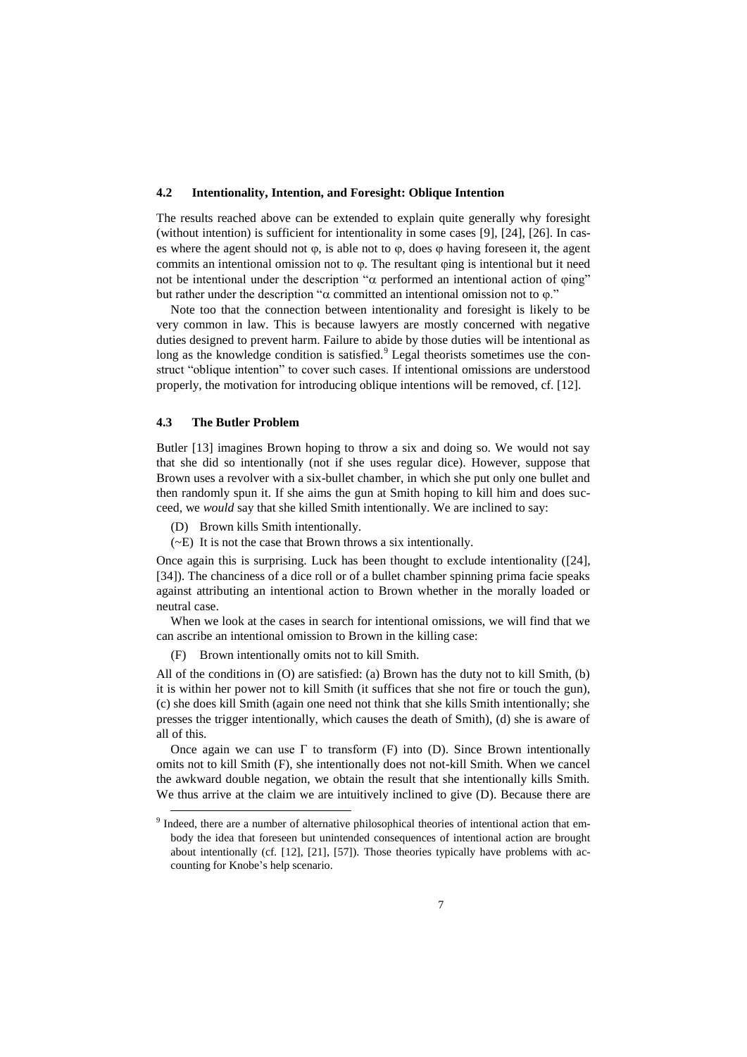### 4.2 Intentionality, Intention, and Foresight: Oblique Intention

The results reached above can be extended to explain quite generally why foresight (without intention) is sufficient for intentionality in some cases [9], [24], [26]. In cases where the agent should not $\varphi$, is able not to $\varphi$, does $\varphi$ having foreseen it, the agent commits an intentional omission not to $\varphi$. The resultant $\varphi$ing is intentional but it need not be intentional under the description "$\alpha$ performed an intentional action of $\varphi$ing" but rather under the description "$\alpha$ committed an intentional omission not to $\varphi$."

Note too that the connection between intentionality and foresight is likely to be very common in law. This is because lawyers are mostly concerned with negative duties designed to prevent harm. Failure to abide by those duties will be intentional as long as the knowledge condition is satisfied.[9] Legal theorists sometimes use the construct "oblique intention" to cover such cases. If intentional omissions are understood properly, the motivation for introducing oblique intentions will be removed, cf. [12].

### 4.3 The Butler Problem

Butler [13] imagines Brown hoping to throw a six and doing so. We would not say that she did so intentionally (not if she uses regular dice). However, suppose that Brown uses a revolver with a six-bullet chamber, in which she put only one bullet and then randomly spun it. If she aims the gun at Smith hoping to kill him and does succeed, we *would* say that she killed Smith intentionally. We are inclined to say:

(D) Brown kills Smith intentionally.

(~E) It is not the case that Brown throws a six intentionally.

Once again this is surprising. Luck has been thought to exclude intentionality ([24], [34]). The chanciness of a dice roll or of a bullet chamber spinning prima facie speaks against attributing an intentional action to Brown whether in the morally loaded or neutral case.

When we look at the cases in search for intentional omissions, we will find that we can ascribe an intentional omission to Brown in the killing case:

(F) Brown intentionally omits not to kill Smith.

All of the conditions in (O) are satisfied: (a) Brown has the duty not to kill Smith, (b) it is within her power not to kill Smith (it suffices that she not fire or touch the gun), (c) she does kill Smith (again one need not think that she kills Smith intentionally; she presses the trigger intentionally, which causes the death of Smith), (d) she is aware of all of this.

Once again we can use $\Gamma$ to transform (F) into (D). Since Brown intentionally omits not to kill Smith (F), she intentionally does not not-kill Smith. When we cancel the awkward double negation, we obtain the result that she intentionally kills Smith. We thus arrive at the claim we are intuitively inclined to give (D). Because there are

[9] Indeed, there are a number of alternative philosophical theories of intentional action that embody the idea that foreseen but unintended consequences of intentional action are brought about intentionally (cf. [12], [21], [57]). Those theories typically have problems with accounting for Knobe's help scenario.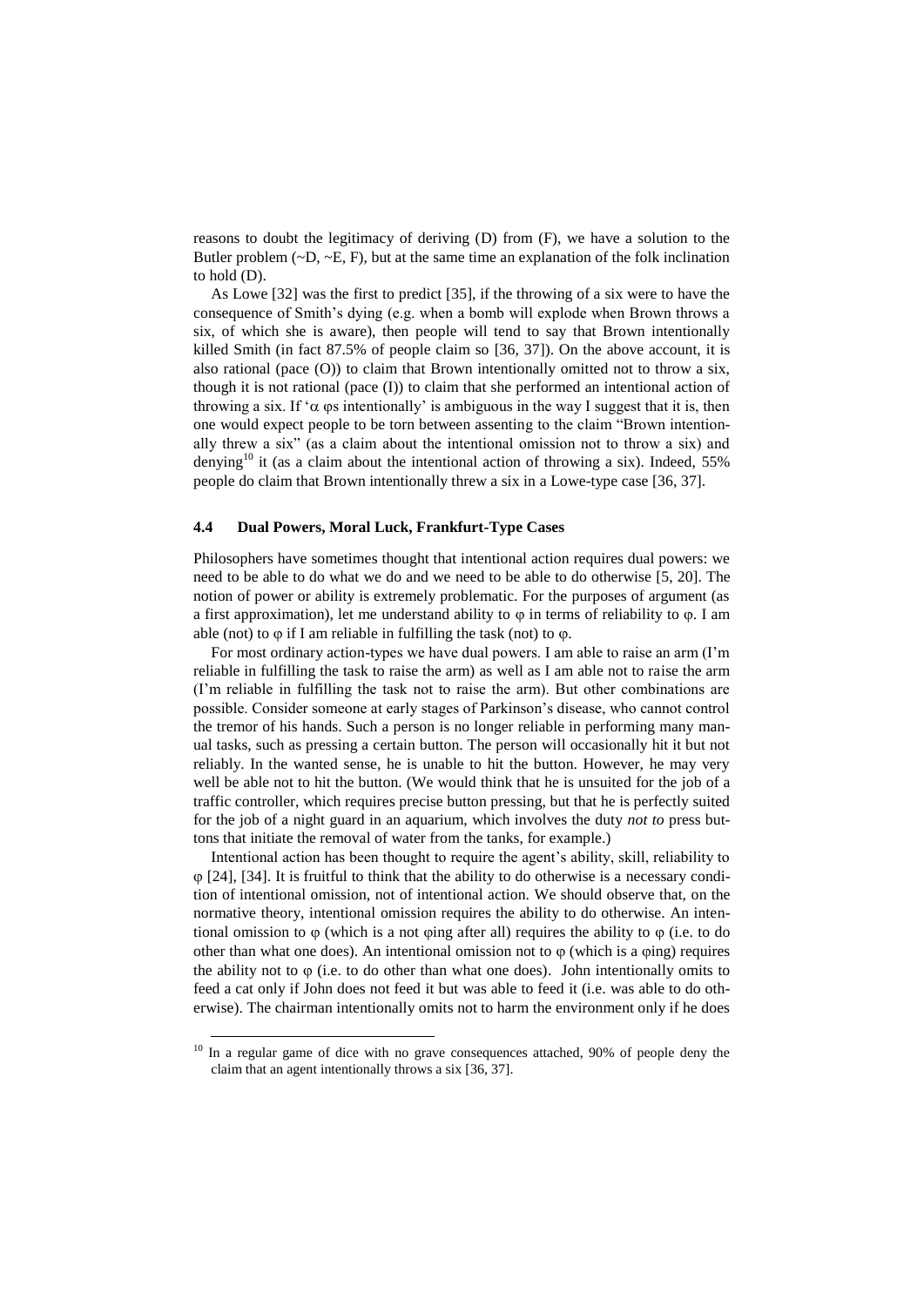reasons to doubt the legitimacy of deriving (D) from (F), we have a solution to the Butler problem (~D, ~E, F), but at the same time an explanation of the folk inclination to hold (D).

As Lowe [32] was the first to predict [35], if the throwing of a six were to have the consequence of Smith's dying (e.g. when a bomb will explode when Brown throws a six, of which she is aware), then people will tend to say that Brown intentionally killed Smith (in fact 87.5% of people claim so [36, 37]). On the above account, it is also rational (pace (O)) to claim that Brown intentionally omitted not to throw a six, though it is not rational (pace (I)) to claim that she performed an intentional action of throwing a six. If '$\alpha$ $\varphi$s intentionally' is ambiguous in the way I suggest that it is, then one would expect people to be torn between assenting to the claim "Brown intentionally threw a six" (as a claim about the intentional omission not to throw a six) and denying[10] it (as a claim about the intentional action of throwing a six). Indeed, 55% people do claim that Brown intentionally threw a six in a Lowe-type case [36, 37].

### 4.4 Dual Powers, Moral Luck, Frankfurt-Type Cases

Philosophers have sometimes thought that intentional action requires dual powers: we need to be able to do what we do and we need to be able to do otherwise [5, 20]. The notion of power or ability is extremely problematic. For the purposes of argument (as a first approximation), let me understand ability to $\varphi$ in terms of reliability to $\varphi$. I am able (not) to $\varphi$ if I am reliable in fulfilling the task (not) to $\varphi$.

For most ordinary action-types we have dual powers. I am able to raise an arm (I'm reliable in fulfilling the task to raise the arm) as well as I am able not to raise the arm (I'm reliable in fulfilling the task not to raise the arm). But other combinations are possible. Consider someone at early stages of Parkinson's disease, who cannot control the tremor of his hands. Such a person is no longer reliable in performing many manual tasks, such as pressing a certain button. The person will occasionally hit it but not reliably. In the wanted sense, he is unable to hit the button. However, he may very well be able not to hit the button. (We would think that he is unsuited for the job of a traffic controller, which requires precise button pressing, but that he is perfectly suited for the job of a night guard in an aquarium, which involves the duty *not to* press buttons that initiate the removal of water from the tanks, for example.)

Intentional action has been thought to require the agent's ability, skill, reliability to $\varphi$ [24], [34]. It is fruitful to think that the ability to do otherwise is a necessary condition of intentional omission, not of intentional action. We should observe that, on the normative theory, intentional omission requires the ability to do otherwise. An intentional omission to $\varphi$ (which is a not $\varphi$ing after all) requires the ability to $\varphi$ (i.e. to do other than what one does). An intentional omission not to $\varphi$ (which is a $\varphi$ing) requires the ability not to $\varphi$ (i.e. to do other than what one does). John intentionally omits to feed a cat only if John does not feed it but was able to feed it (i.e. was able to do otherwise). The chairman intentionally omits not to harm the environment only if he does

[10] In a regular game of dice with no grave consequences attached, 90% of people deny the claim that an agent intentionally throws a six [36, 37].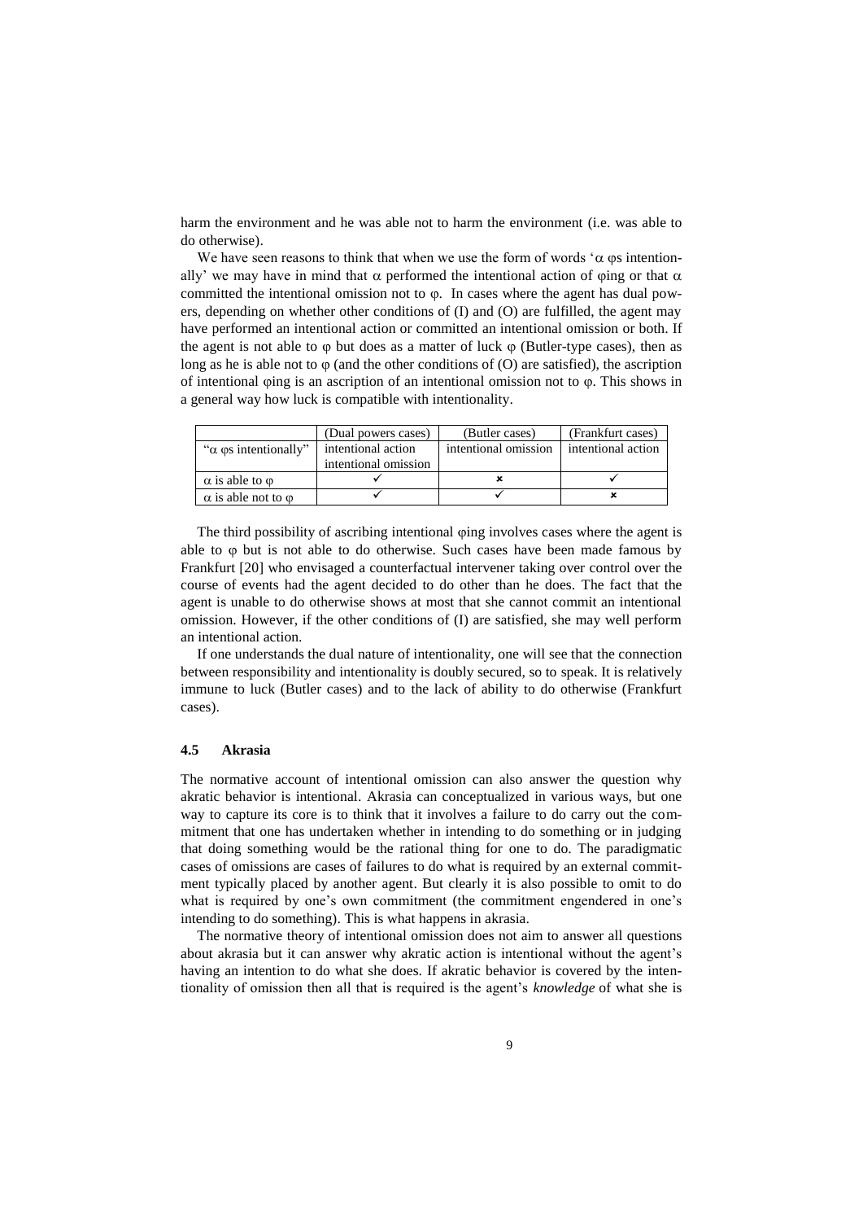harm the environment and he was able not to harm the environment (i.e. was able to do otherwise).

We have seen reasons to think that when we use the form of words '$\alpha$ $\varphi$s intentionally' we may have in mind that $\alpha$ performed the intentional action of $\varphi$ing or that $\alpha$ committed the intentional omission not to $\varphi$. In cases where the agent has dual powers, depending on whether other conditions of (I) and (O) are fulfilled, the agent may have performed an intentional action or committed an intentional omission or both. If the agent is not able to $\varphi$ but does as a matter of luck $\varphi$ (Butler-type cases), then as long as he is able not to $\varphi$ (and the other conditions of (O) are satisfied), the ascription of intentional $\varphi$ing is an ascription of an intentional omission not to $\varphi$. This shows in a general way how luck is compatible with intentionality.

| | (Dual powers cases) | (Butler cases) | (Frankfurt cases) |
|---|---|---|---|
| "$\alpha$ $\varphi$s intentionally" | intentional action intentional omission | intentional omission | intentional action |
| $\alpha$ is able to $\varphi$ | ✓ | ✗ | ✓ |
| $\alpha$ is able not to $\varphi$ | ✓ | ✓ | ✗ |

The third possibility of ascribing intentional $\varphi$ing involves cases where the agent is able to $\varphi$ but is not able to do otherwise. Such cases have been made famous by Frankfurt [20] who envisaged a counterfactual intervener taking over control over the course of events had the agent decided to do other than he does. The fact that the agent is unable to do otherwise shows at most that she cannot commit an intentional omission. However, if the other conditions of (I) are satisfied, she may well perform an intentional action.

If one understands the dual nature of intentionality, one will see that the connection between responsibility and intentionality is doubly secured, so to speak. It is relatively immune to luck (Butler cases) and to the lack of ability to do otherwise (Frankfurt cases).

### 4.5 Akrasia

The normative account of intentional omission can also answer the question why akratic behavior is intentional. Akrasia can conceptualized in various ways, but one way to capture its core is to think that it involves a failure to do carry out the commitment that one has undertaken whether in intending to do something or in judging that doing something would be the rational thing for one to do. The paradigmatic cases of omissions are cases of failures to do what is required by an external commitment typically placed by another agent. But clearly it is also possible to omit to do what is required by one's own commitment (the commitment engendered in one's intending to do something). This is what happens in akrasia.

The normative theory of intentional omission does not aim to answer all questions about akrasia but it can answer why akratic action is intentional without the agent's having an intention to do what she does. If akratic behavior is covered by the intentionality of omission then all that is required is the agent's *knowledge* of what she is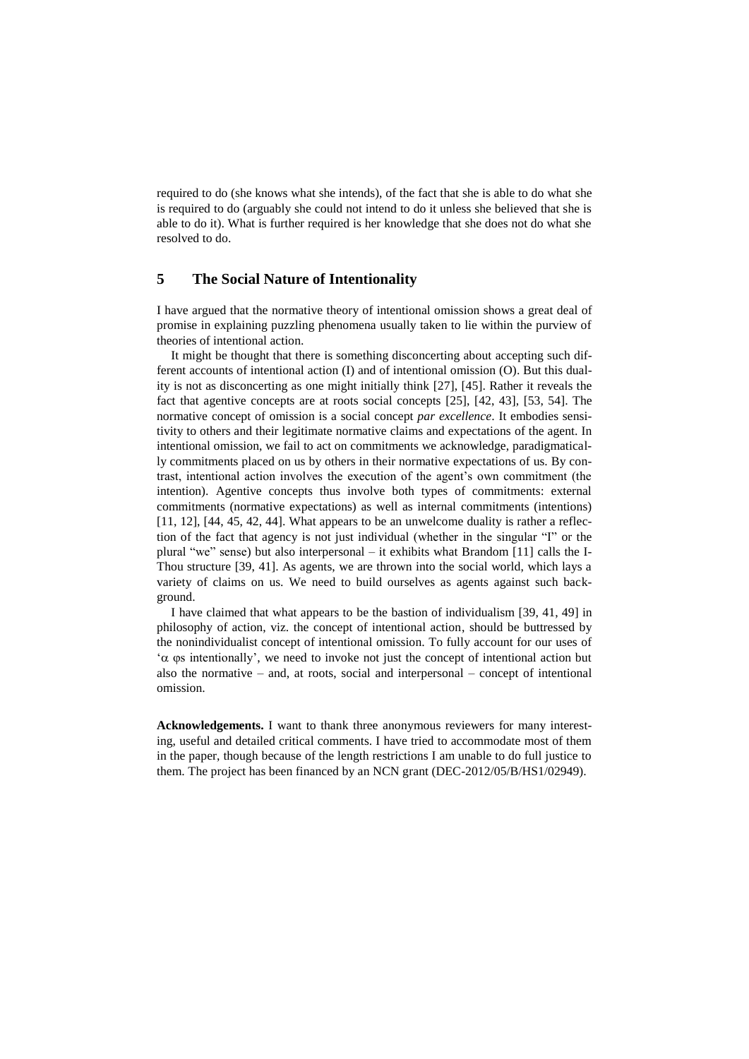required to do (she knows what she intends), of the fact that she is able to do what she is required to do (arguably she could not intend to do it unless she believed that she is able to do it). What is further required is her knowledge that she does not do what she resolved to do.

## 5 The Social Nature of Intentionality

I have argued that the normative theory of intentional omission shows a great deal of promise in explaining puzzling phenomena usually taken to lie within the purview of theories of intentional action.

It might be thought that there is something disconcerting about accepting such different accounts of intentional action (I) and of intentional omission (O). But this duality is not as disconcerting as one might initially think [27], [45]. Rather it reveals the fact that agentive concepts are at roots social concepts [25], [42, 43], [53, 54]. The normative concept of omission is a social concept *par excellence*. It embodies sensitivity to others and their legitimate normative claims and expectations of the agent. In intentional omission, we fail to act on commitments we acknowledge, paradigmatically commitments placed on us by others in their normative expectations of us. By contrast, intentional action involves the execution of the agent's own commitment (the intention). Agentive concepts thus involve both types of commitments: external commitments (normative expectations) as well as internal commitments (intentions) [11, 12], [44, 45, 42, 44]. What appears to be an unwelcome duality is rather a reflection of the fact that agency is not just individual (whether in the singular "I" or the plural "we" sense) but also interpersonal – it exhibits what Brandom [11] calls the I-Thou structure [39, 41]. As agents, we are thrown into the social world, which lays a variety of claims on us. We need to build ourselves as agents against such background.

I have claimed that what appears to be the bastion of individualism [39, 41, 49] in philosophy of action, viz. the concept of intentional action, should be buttressed by the nonindividualist concept of intentional omission. To fully account for our uses of '$\alpha$ $\varphi$s intentionally', we need to invoke not just the concept of intentional action but also the normative – and, at roots, social and interpersonal – concept of intentional omission.

**Acknowledgements.** I want to thank three anonymous reviewers for many interesting, useful and detailed critical comments. I have tried to accommodate most of them in the paper, though because of the length restrictions I am unable to do full justice to them. The project has been financed by an NCN grant (DEC-2012/05/B/HS1/02949).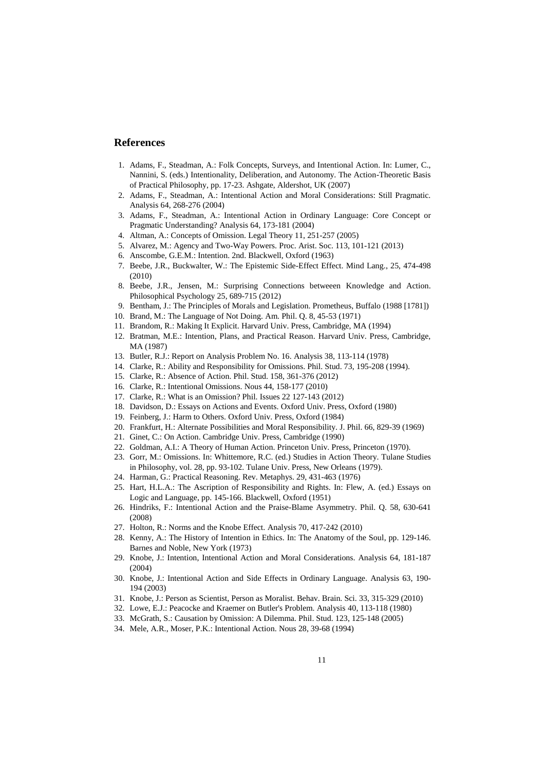## References

1. Adams, F., Steadman, A.: Folk Concepts, Surveys, and Intentional Action. In: Lumer, C., Nannini, S. (eds.) Intentionality, Deliberation, and Autonomy. The Action-Theoretic Basis of Practical Philosophy, pp. 17-23. Ashgate, Aldershot, UK (2007)
2. Adams, F., Steadman, A.: Intentional Action and Moral Considerations: Still Pragmatic. Analysis 64, 268-276 (2004)
3. Adams, F., Steadman, A.: Intentional Action in Ordinary Language: Core Concept or Pragmatic Understanding? Analysis 64, 173-181 (2004)
4. Altman, A.: Concepts of Omission. Legal Theory 11, 251-257 (2005)
5. Alvarez, M.: Agency and Two-Way Powers. Proc. Arist. Soc. 113, 101-121 (2013)
6. Anscombe, G.E.M.: Intention. 2nd. Blackwell, Oxford (1963)
7. Beebe, J.R., Buckwalter, W.: The Epistemic Side-Effect Effect. Mind Lang., 25, 474-498 (2010)
8. Beebe, J.R., Jensen, M.: Surprising Connections betweeen Knowledge and Action. Philosophical Psychology 25, 689-715 (2012)
9. Bentham, J.: The Principles of Morals and Legislation. Prometheus, Buffalo (1988 [1781])
10. Brand, M.: The Language of Not Doing. Am. Phil. Q. 8, 45-53 (1971)
11. Brandom, R.: Making It Explicit. Harvard Univ. Press, Cambridge, MA (1994)
12. Bratman, M.E.: Intention, Plans, and Practical Reason. Harvard Univ. Press, Cambridge, MA (1987)
13. Butler, R.J.: Report on Analysis Problem No. 16. Analysis 38, 113-114 (1978)
14. Clarke, R.: Ability and Responsibility for Omissions. Phil. Stud. 73, 195-208 (1994).
15. Clarke, R.: Absence of Action. Phil. Stud. 158, 361-376 (2012)
16. Clarke, R.: Intentional Omissions. Nous 44, 158-177 (2010)
17. Clarke, R.: What is an Omission? Phil. Issues 22 127-143 (2012)
18. Davidson, D.: Essays on Actions and Events. Oxford Univ. Press, Oxford (1980)
19. Feinberg, J.: Harm to Others. Oxford Univ. Press, Oxford (1984)
20. Frankfurt, H.: Alternate Possibilities and Moral Responsibility. J. Phil. 66, 829-39 (1969)
21. Ginet, C.: On Action. Cambridge Univ. Press, Cambridge (1990)
22. Goldman, A.I.: A Theory of Human Action. Princeton Univ. Press, Princeton (1970).
23. Gorr, M.: Omissions. In: Whittemore, R.C. (ed.) Studies in Action Theory. Tulane Studies in Philosophy, vol. 28, pp. 93-102. Tulane Univ. Press, New Orleans (1979).
24. Harman, G.: Practical Reasoning. Rev. Metaphys. 29, 431-463 (1976)
25. Hart, H.L.A.: The Ascription of Responsibility and Rights. In: Flew, A. (ed.) Essays on Logic and Language, pp. 145-166. Blackwell, Oxford (1951)
26. Hindriks, F.: Intentional Action and the Praise-Blame Asymmetry. Phil. Q. 58, 630-641 (2008)
27. Holton, R.: Norms and the Knobe Effect. Analysis 70, 417-242 (2010)
28. Kenny, A.: The History of Intention in Ethics. In: The Anatomy of the Soul, pp. 129-146. Barnes and Noble, New York (1973)
29. Knobe, J.: Intention, Intentional Action and Moral Considerations. Analysis 64, 181-187 (2004)
30. Knobe, J.: Intentional Action and Side Effects in Ordinary Language. Analysis 63, 190-194 (2003)
31. Knobe, J.: Person as Scientist, Person as Moralist. Behav. Brain. Sci. 33, 315-329 (2010)
32. Lowe, E.J.: Peacocke and Kraemer on Butler's Problem. Analysis 40, 113-118 (1980)
33. McGrath, S.: Causation by Omission: A Dilemma. Phil. Stud. 123, 125-148 (2005)
34. Mele, A.R., Moser, P.K.: Intentional Action. Nous 28, 39-68 (1994)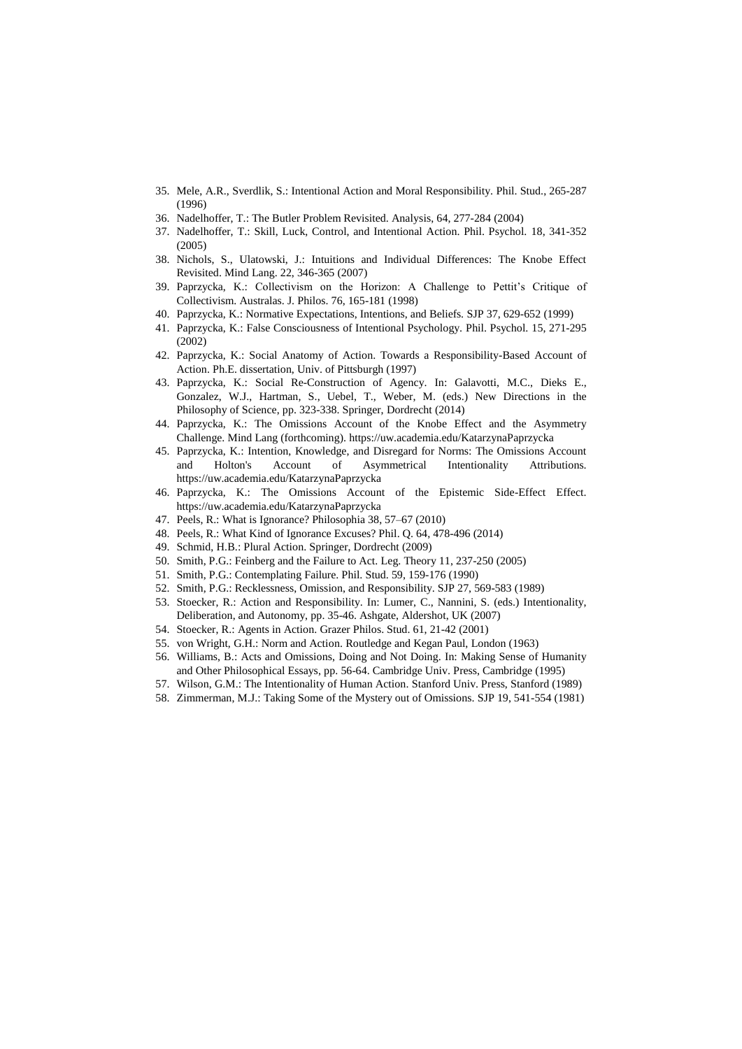35. Mele, A.R., Sverdlik, S.: Intentional Action and Moral Responsibility. Phil. Stud., 265-287 (1996)
36. Nadelhoffer, T.: The Butler Problem Revisited. Analysis, 64, 277-284 (2004)
37. Nadelhoffer, T.: Skill, Luck, Control, and Intentional Action. Phil. Psychol. 18, 341-352 (2005)
38. Nichols, S., Ulatowski, J.: Intuitions and Individual Differences: The Knobe Effect Revisited. Mind Lang. 22, 346-365 (2007)
39. Paprzycka, K.: Collectivism on the Horizon: A Challenge to Pettit's Critique of Collectivism. Australas. J. Philos. 76, 165-181 (1998)
40. Paprzycka, K.: Normative Expectations, Intentions, and Beliefs. SJP 37, 629-652 (1999)
41. Paprzycka, K.: False Consciousness of Intentional Psychology. Phil. Psychol. 15, 271-295 (2002)
42. Paprzycka, K.: Social Anatomy of Action. Towards a Responsibility-Based Account of Action. Ph.E. dissertation, Univ. of Pittsburgh (1997)
43. Paprzycka, K.: Social Re-Construction of Agency. In: Galavotti, M.C., Dieks E., Gonzalez, W.J., Hartman, S., Uebel, T., Weber, M. (eds.) New Directions in the Philosophy of Science, pp. 323-338. Springer, Dordrecht (2014)
44. Paprzycka, K.: The Omissions Account of the Knobe Effect and the Asymmetry Challenge. Mind Lang (forthcoming). https://uw.academia.edu/KatarzynaPaprzycka
45. Paprzycka, K.: Intention, Knowledge, and Disregard for Norms: The Omissions Account and Holton's Account of Asymmetrical Intentionality Attributions. https://uw.academia.edu/KatarzynaPaprzycka
46. Paprzycka, K.: The Omissions Account of the Epistemic Side-Effect Effect. https://uw.academia.edu/KatarzynaPaprzycka
47. Peels, R.: What is Ignorance? Philosophia 38, 57–67 (2010)
48. Peels, R.: What Kind of Ignorance Excuses? Phil. Q. 64, 478-496 (2014)
49. Schmid, H.B.: Plural Action. Springer, Dordrecht (2009)
50. Smith, P.G.: Feinberg and the Failure to Act. Leg. Theory 11, 237-250 (2005)
51. Smith, P.G.: Contemplating Failure. Phil. Stud. 59, 159-176 (1990)
52. Smith, P.G.: Recklessness, Omission, and Responsibility. SJP 27, 569-583 (1989)
53. Stoecker, R.: Action and Responsibility. In: Lumer, C., Nannini, S. (eds.) Intentionality, Deliberation, and Autonomy, pp. 35-46. Ashgate, Aldershot, UK (2007)
54. Stoecker, R.: Agents in Action. Grazer Philos. Stud. 61, 21-42 (2001)
55. von Wright, G.H.: Norm and Action. Routledge and Kegan Paul, London (1963)
56. Williams, B.: Acts and Omissions, Doing and Not Doing. In: Making Sense of Humanity and Other Philosophical Essays, pp. 56-64. Cambridge Univ. Press, Cambridge (1995)
57. Wilson, G.M.: The Intentionality of Human Action. Stanford Univ. Press, Stanford (1989)
58. Zimmerman, M.J.: Taking Some of the Mystery out of Omissions. SJP 19, 541-554 (1981)